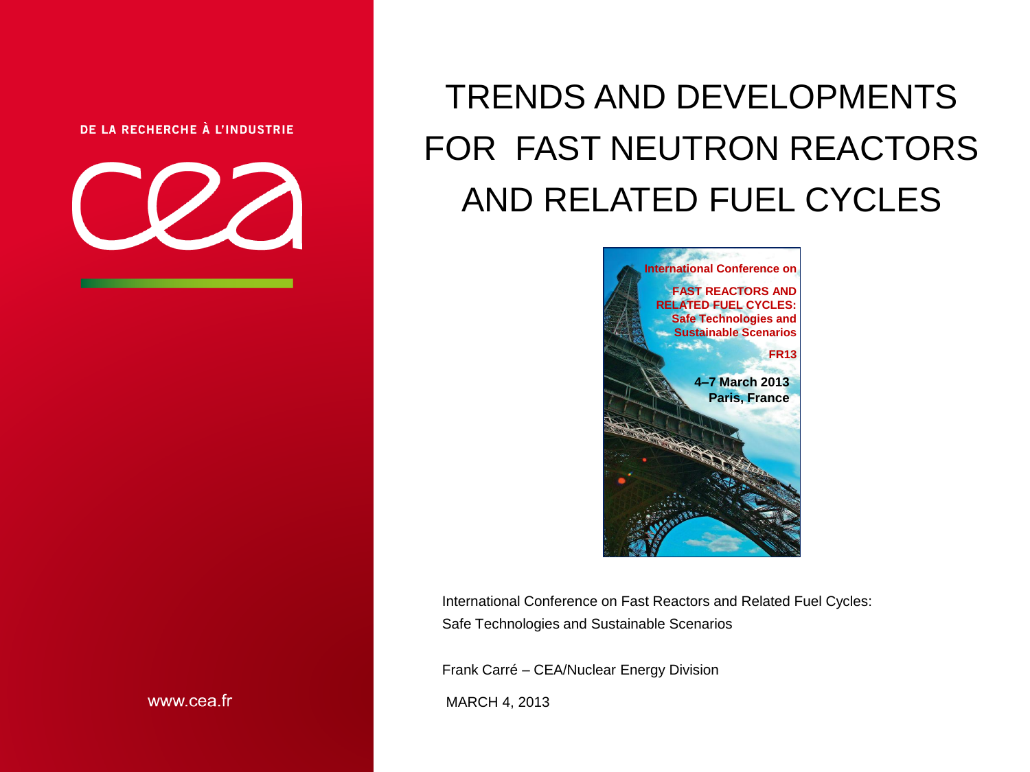DE LA RECHERCHE À L'INDUSTRIE

# TRENDS AND DEVELOPMENTS FOR FAST NEUTRON REACTORS AND RELATED FUEL CYCLES

International Conference on

FAST REACTORS AND RELATED FUEL CYCLES: Safe Technologies and Sustainable Scenarios

FR13

4–7 March 2013
Paris, France

International Conference on Fast Reactors and Related Fuel Cycles: Safe Technologies and Sustainable Scenarios

Frank Carré – CEA/Nuclear Energy Division

MARCH 4, 2013

www.cea.fr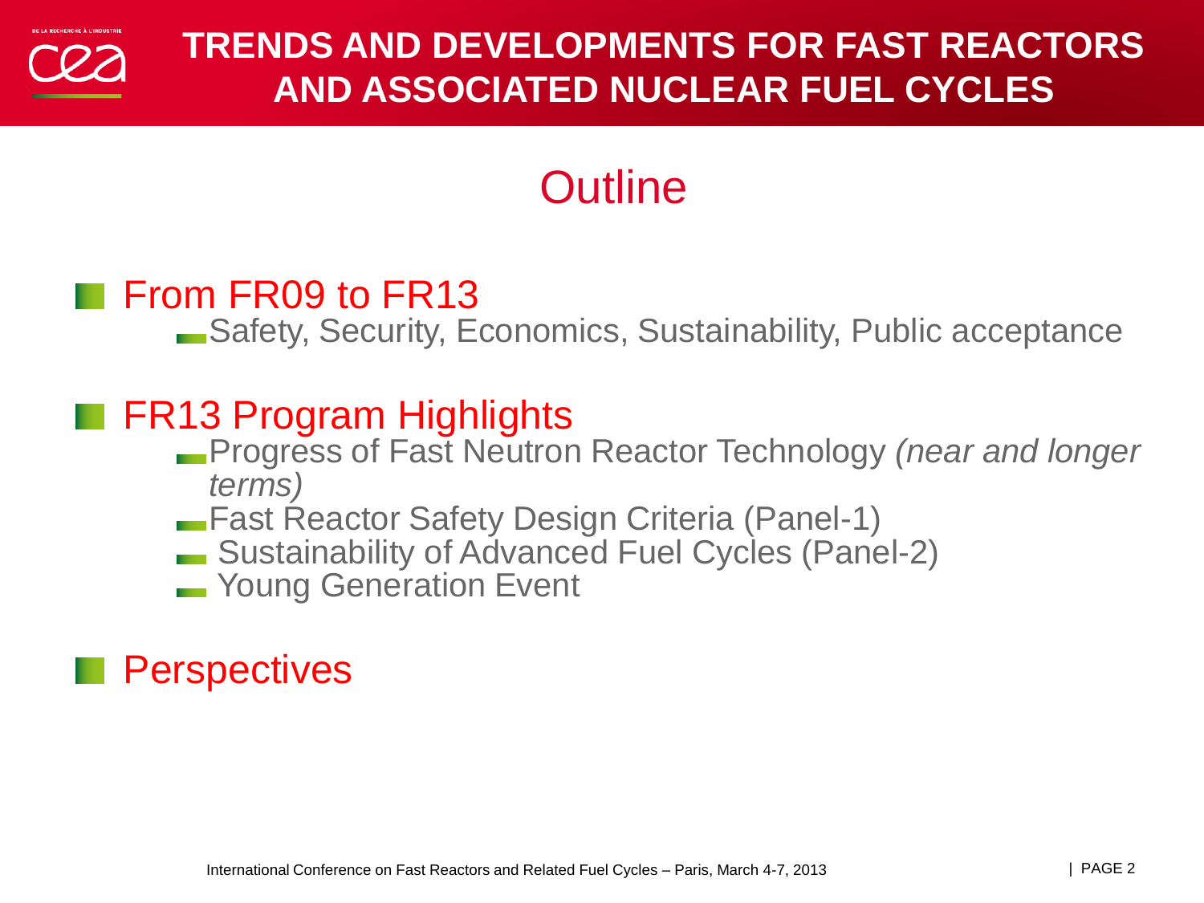# TRENDS AND DEVELOPMENTS FOR FAST REACTORS AND ASSOCIATED NUCLEAR FUEL CYCLES

## Outline

- From FR09 to FR13
  - Safety, Security, Economics, Sustainability, Public acceptance
- FR13 Program Highlights
  - Progress of Fast Neutron Reactor Technology *(near and longer terms)*
  - Fast Reactor Safety Design Criteria (Panel-1)
  - Sustainability of Advanced Fuel Cycles (Panel-2)
  - Young Generation Event
- Perspectives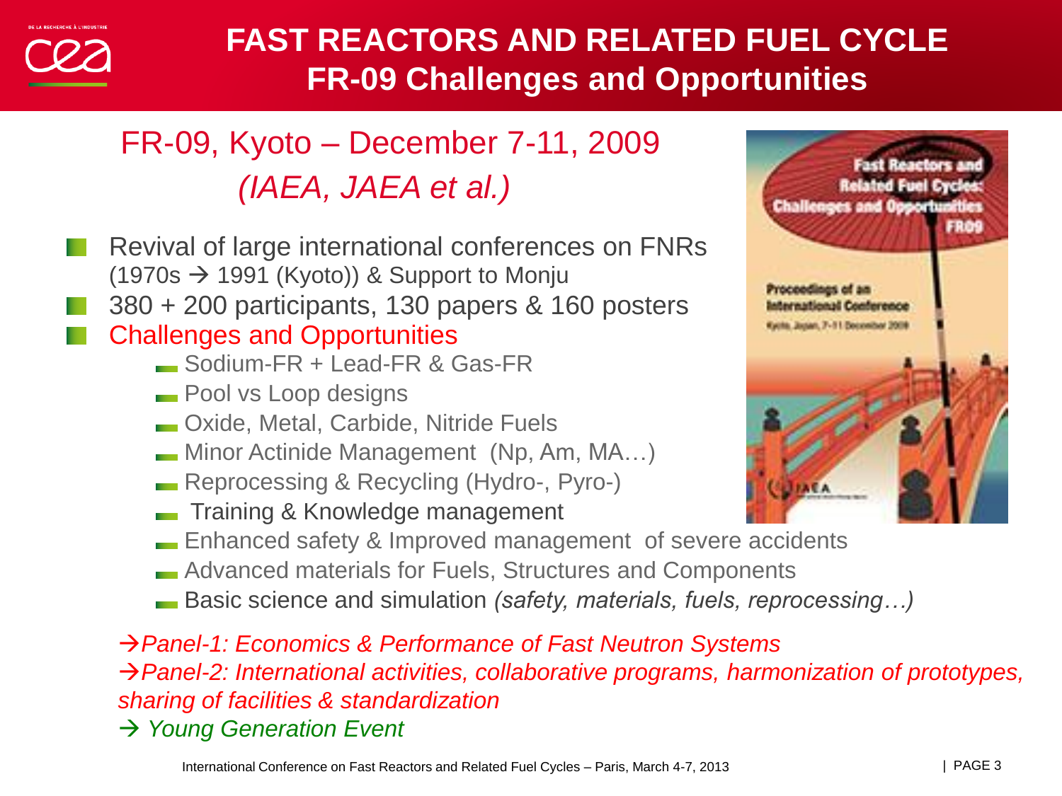# FAST REACTORS AND RELATED FUEL CYCLE
## FR-09 Challenges and Opportunities

### FR-09, Kyoto – December 7-11, 2009
*(IAEA, JAEA et al.)*

- Revival of large international conferences on FNRs (1970s → 1991 (Kyoto)) & Support to Monju
- 380 + 200 participants, 130 papers & 160 posters
- Challenges and Opportunities
  - Sodium-FR + Lead-FR & Gas-FR
  - Pool vs Loop designs
  - Oxide, Metal, Carbide, Nitride Fuels
  - Minor Actinide Management (Np, Am, MA…)
  - Reprocessing & Recycling (Hydro-, Pyro-)
  - Training & Knowledge management
  - Enhanced safety & Improved management of severe accidents
  - Advanced materials for Fuels, Structures and Components
  - Basic science and simulation *(safety, materials, fuels, reprocessing…)*

*→Panel-1: Economics & Performance of Fast Neutron Systems*

*→Panel-2: International activities, collaborative programs, harmonization of prototypes, sharing of facilities & standardization*

*→ Young Generation Event*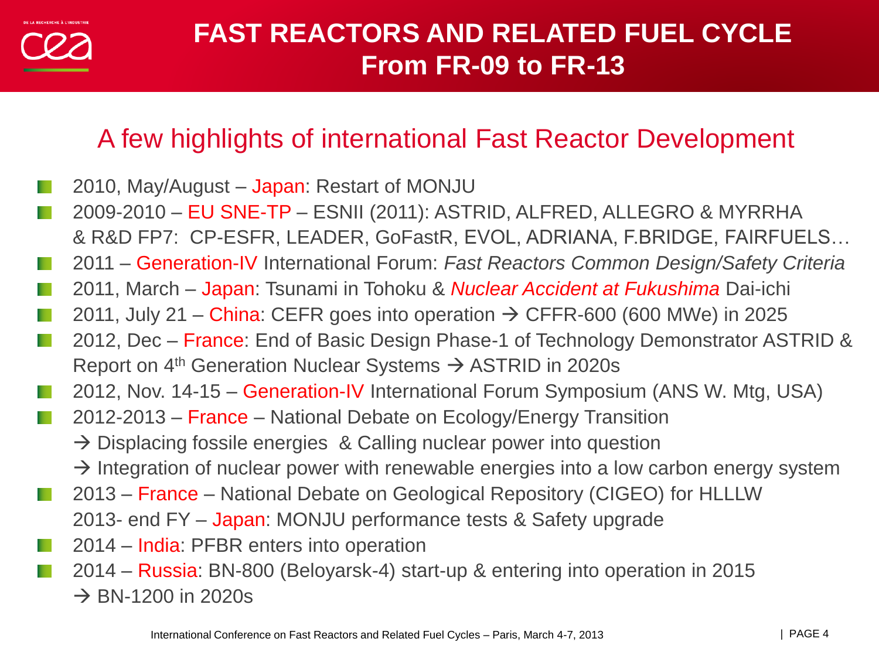# FAST REACTORS AND RELATED FUEL CYCLE
## From FR-09 to FR-13

### A few highlights of international Fast Reactor Development

- 2010, May/August – Japan: Restart of MONJU
- 2009-2010 – EU SNE-TP – ESNII (2011): ASTRID, ALFRED, ALLEGRO & MYRRHA & R&D FP7: CP-ESFR, LEADER, GoFastR, EVOL, ADRIANA, F.BRIDGE, FAIRFUELS…
- 2011 – Generation-IV International Forum: *Fast Reactors Common Design/Safety Criteria*
- 2011, March – Japan: Tsunami in Tohoku & *Nuclear Accident at Fukushima* Dai-ichi
- 2011, July 21 – China: CEFR goes into operation → CFFR-600 (600 MWe) in 2025
- 2012, Dec – France: End of Basic Design Phase-1 of Technology Demonstrator ASTRID & Report on 4th Generation Nuclear Systems → ASTRID in 2020s
- 2012, Nov. 14-15 – Generation-IV International Forum Symposium (ANS W. Mtg, USA)
- 2012-2013 – France – National Debate on Ecology/Energy Transition
  → Displacing fossile energies & Calling nuclear power into question
  → Integration of nuclear power with renewable energies into a low carbon energy system
- 2013 – France – National Debate on Geological Repository (CIGEO) for HLLLW
  2013- end FY – Japan: MONJU performance tests & Safety upgrade
- 2014 – India: PFBR enters into operation
- 2014 – Russia: BN-800 (Beloyarsk-4) start-up & entering into operation in 2015
  → BN-1200 in 2020s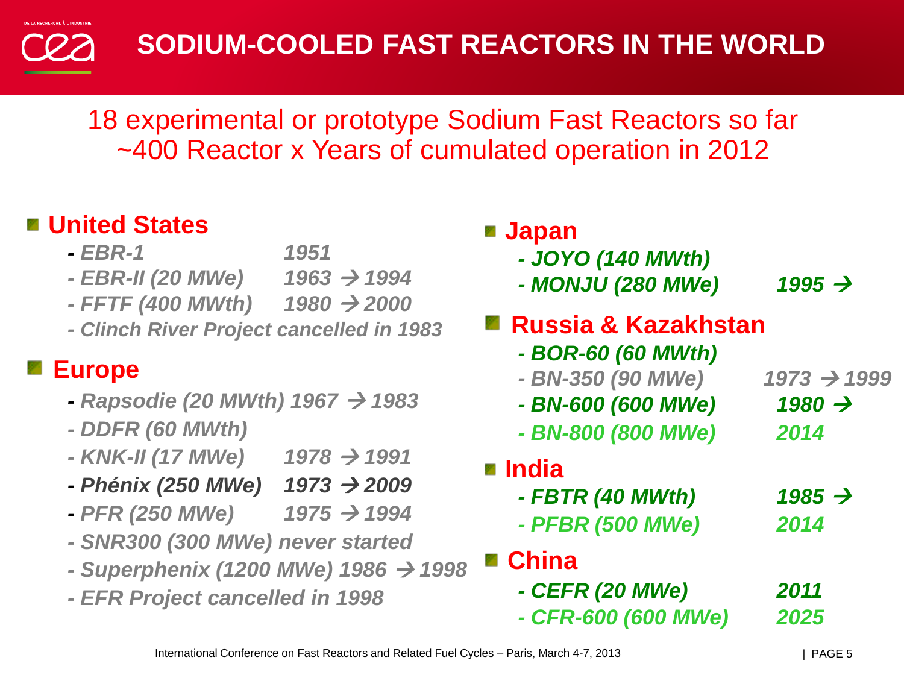# SODIUM-COOLED FAST REACTORS IN THE WORLD

18 experimental or prototype Sodium Fast Reactors so far
~400 Reactor x Years of cumulated operation in 2012

## United States

- *EBR-1 1951*
- *EBR-II (20 MWe) 1963 → 1994*
- *FFTF (400 MWth) 1980 → 2000*
- *Clinch River Project cancelled in 1983*

## Europe

- *Rapsodie (20 MWth) 1967 → 1983*
- *DDFR (60 MWth)*
- *KNK-II (17 MWe) 1978 → 1991*
- *Phénix (250 MWe) 1973 → 2009*
- *PFR (250 MWe) 1975 → 1994*
- *SNR300 (300 MWe) never started*
- *Superphenix (1200 MWe) 1986 → 1998*
- *EFR Project cancelled in 1998*

## Japan

- *JOYO (140 MWth)*
- *MONJU (280 MWe) 1995 →*

## Russia & Kazakhstan

- *BOR-60 (60 MWth)*
- *BN-350 (90 MWe) 1973 → 1999*
- *BN-600 (600 MWe) 1980 →*
- *BN-800 (800 MWe) 2014*

## India

- *FBTR (40 MWth) 1985 →*
- *PFBR (500 MWe) 2014*

## China

- *CEFR (20 MWe) 2011*
- *CFR-600 (600 MWe) 2025*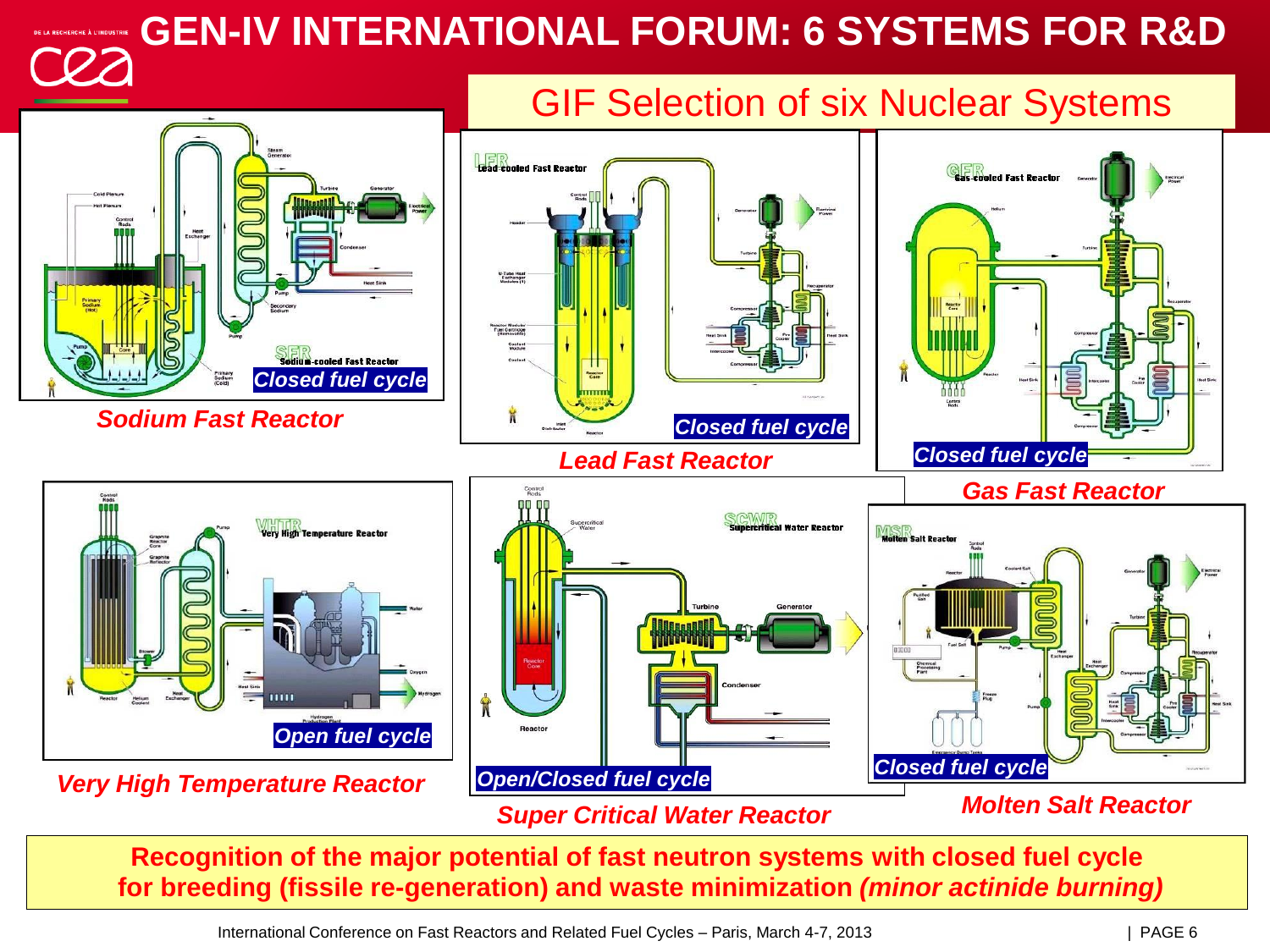# GEN-IV INTERNATIONAL FORUM: 6 SYSTEMS FOR R&D

## GIF Selection of six Nuclear Systems

*Closed fuel cycle*

***Sodium Fast Reactor***

*Closed fuel cycle*

***Lead Fast Reactor***

*Closed fuel cycle*

***Gas Fast Reactor***

*Open fuel cycle*

***Very High Temperature Reactor***

*Open/Closed fuel cycle*

***Super Critical Water Reactor***

*Closed fuel cycle*

***Molten Salt Reactor***

**Recognition of the major potential of fast neutron systems with closed fuel cycle for breeding (fissile re-generation) and waste minimization *(minor actinide burning)***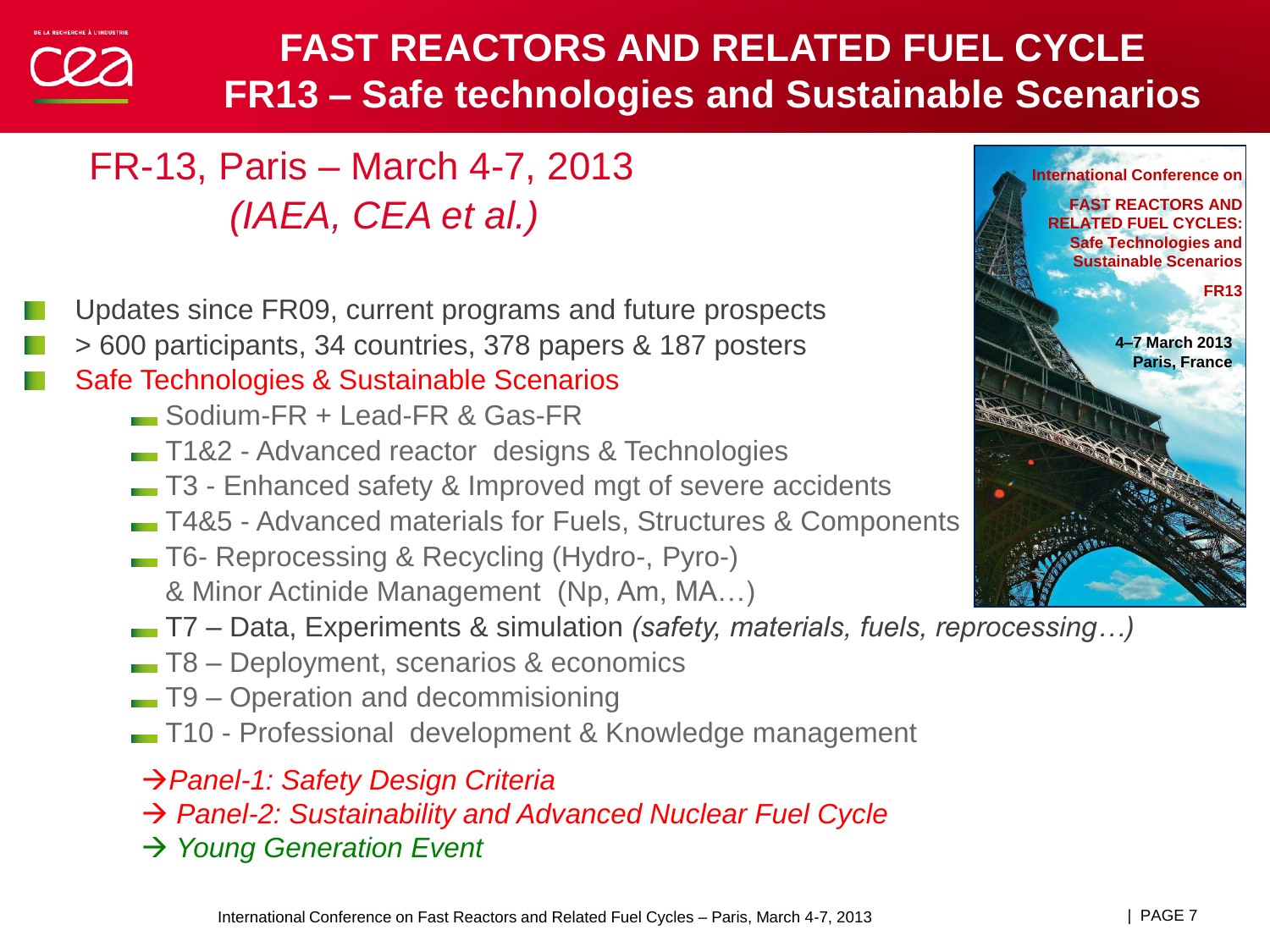# FAST REACTORS AND RELATED FUEL CYCLE
## FR13 – Safe technologies and Sustainable Scenarios

### FR-13, Paris – March 4-7, 2013
### *(IAEA, CEA et al.)*

- Updates since FR09, current programs and future prospects
- > 600 participants, 34 countries, 378 papers & 187 posters
- Safe Technologies & Sustainable Scenarios
  - Sodium-FR + Lead-FR & Gas-FR
  - T1&2 - Advanced reactor designs & Technologies
  - T3 - Enhanced safety & Improved mgt of severe accidents
  - T4&5 - Advanced materials for Fuels, Structures & Components
  - T6- Reprocessing & Recycling (Hydro-, Pyro-) & Minor Actinide Management (Np, Am, MA…)
  - T7 – Data, Experiments & simulation *(safety, materials, fuels, reprocessing…)*
  - T8 – Deployment, scenarios & economics
  - T9 – Operation and decommisioning
  - T10 - Professional development & Knowledge management

→ *Panel-1: Safety Design Criteria*

→ *Panel-2: Sustainability and Advanced Nuclear Fuel Cycle*

→ *Young Generation Event*

International Conference on FAST REACTORS AND RELATED FUEL CYCLES: Safe Technologies and Sustainable Scenarios

FR13

4–7 March 2013
Paris, France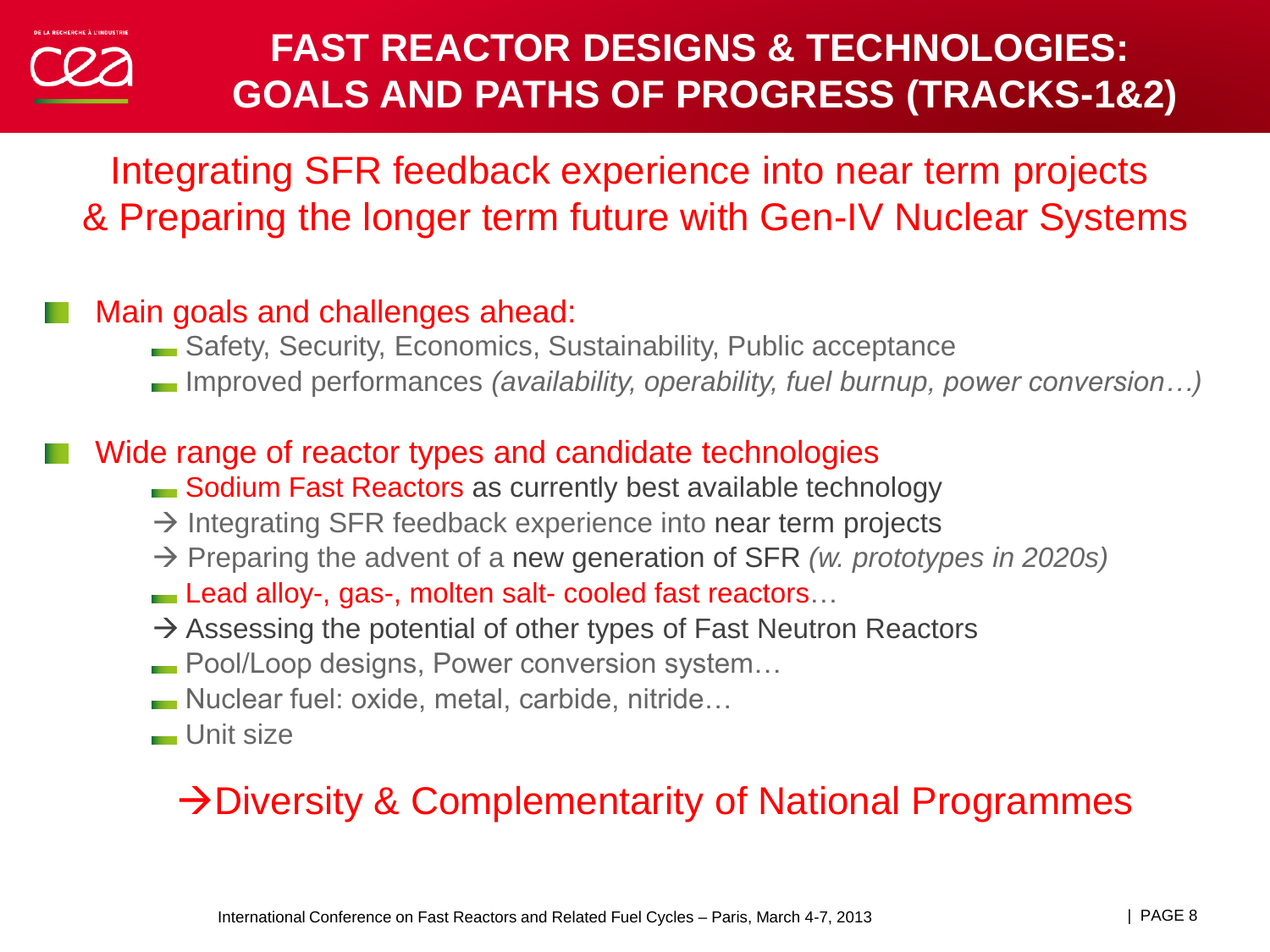# FAST REACTOR DESIGNS & TECHNOLOGIES: GOALS AND PATHS OF PROGRESS (TRACKS-1&2)

Integrating SFR feedback experience into near term projects & Preparing the longer term future with Gen-IV Nuclear Systems

- Main goals and challenges ahead:
  - Safety, Security, Economics, Sustainability, Public acceptance
  - Improved performances *(availability, operability, fuel burnup, power conversion…)*

- Wide range of reactor types and candidate technologies
  - Sodium Fast Reactors as currently best available technology
  - → Integrating SFR feedback experience into near term projects
  - → Preparing the advent of a new generation of SFR *(w. prototypes in 2020s)*
  - Lead alloy-, gas-, molten salt- cooled fast reactors…
  - → Assessing the potential of other types of Fast Neutron Reactors
  - Pool/Loop designs, Power conversion system…
  - Nuclear fuel: oxide, metal, carbide, nitride…
  - Unit size

→Diversity & Complementarity of National Programmes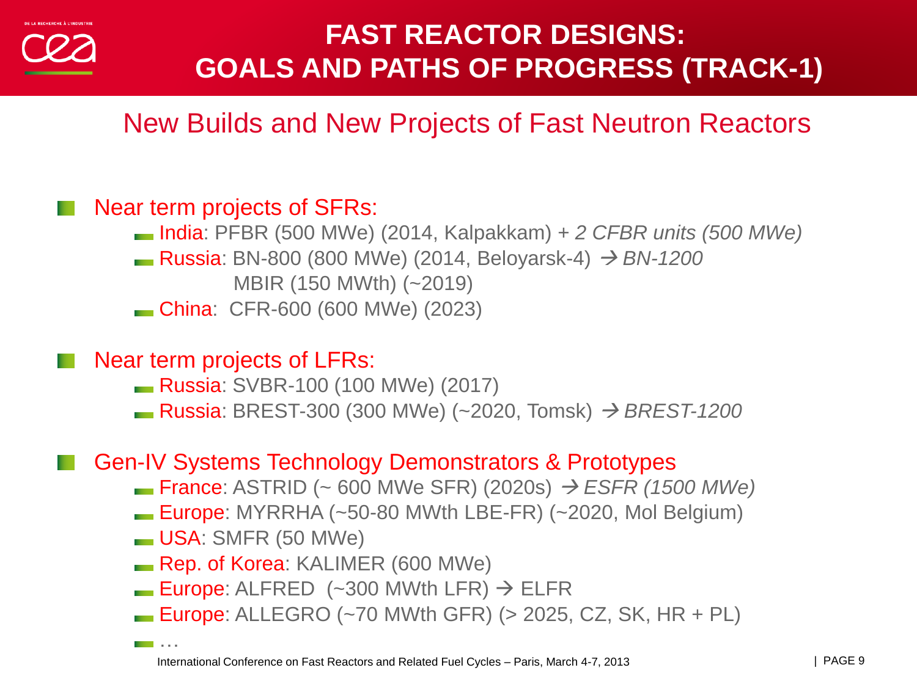# FAST REACTOR DESIGNS: GOALS AND PATHS OF PROGRESS (TRACK-1)

## New Builds and New Projects of Fast Neutron Reactors

- Near term projects of SFRs:
  - India: PFBR (500 MWe) (2014, Kalpakkam) + *2 CFBR units (500 MWe)*
  - Russia: BN-800 (800 MWe) (2014, Beloyarsk-4) → *BN-1200*
    MBIR (150 MWth) (~2019)
  - China: CFR-600 (600 MWe) (2023)

- Near term projects of LFRs:
  - Russia: SVBR-100 (100 MWe) (2017)
  - Russia: BREST-300 (300 MWe) (~2020, Tomsk) → *BREST-1200*

- Gen-IV Systems Technology Demonstrators & Prototypes
  - France: ASTRID (~ 600 MWe SFR) (2020s) → *ESFR (1500 MWe)*
  - Europe: MYRRHA (~50-80 MWth LBE-FR) (~2020, Mol Belgium)
  - USA: SMFR (50 MWe)
  - Rep. of Korea: KALIMER (600 MWe)
  - Europe: ALFRED (~300 MWth LFR) → ELFR
  - Europe: ALLEGRO (~70 MWth GFR) (> 2025, CZ, SK, HR + PL)
  - …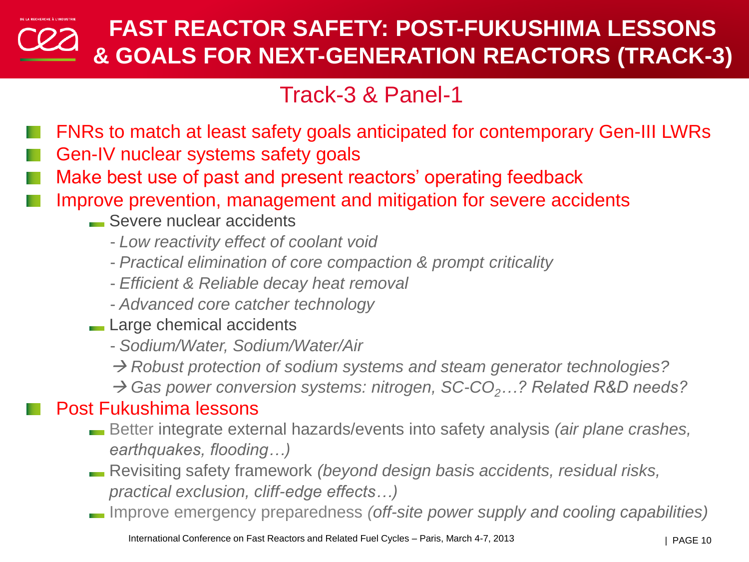# FAST REACTOR SAFETY: POST-FUKUSHIMA LESSONS & GOALS FOR NEXT-GENERATION REACTORS (TRACK-3)

## Track-3 & Panel-1

- FNRs to match at least safety goals anticipated for contemporary Gen-III LWRs
- Gen-IV nuclear systems safety goals
- Make best use of past and present reactors' operating feedback
- Improve prevention, management and mitigation for severe accidents
  - Severe nuclear accidents
    - *- Low reactivity effect of coolant void*
    - *- Practical elimination of core compaction & prompt criticality*
    - *- Efficient & Reliable decay heat removal*
    - *- Advanced core catcher technology*
  - Large chemical accidents
    - *- Sodium/Water, Sodium/Water/Air*
    - *→ Robust protection of sodium systems and steam generator technologies?*
    - *→ Gas power conversion systems: nitrogen, SC-$CO_2$…? Related R&D needs?*
- Post Fukushima lessons
  - Better integrate external hazards/events into safety analysis *(air plane crashes, earthquakes, flooding…)*
  - Revisiting safety framework *(beyond design basis accidents, residual risks, practical exclusion, cliff-edge effects…)*
  - Improve emergency preparedness *(off-site power supply and cooling capabilities)*

International Conference on Fast Reactors and Related Fuel Cycles – Paris, March 4-7, 2013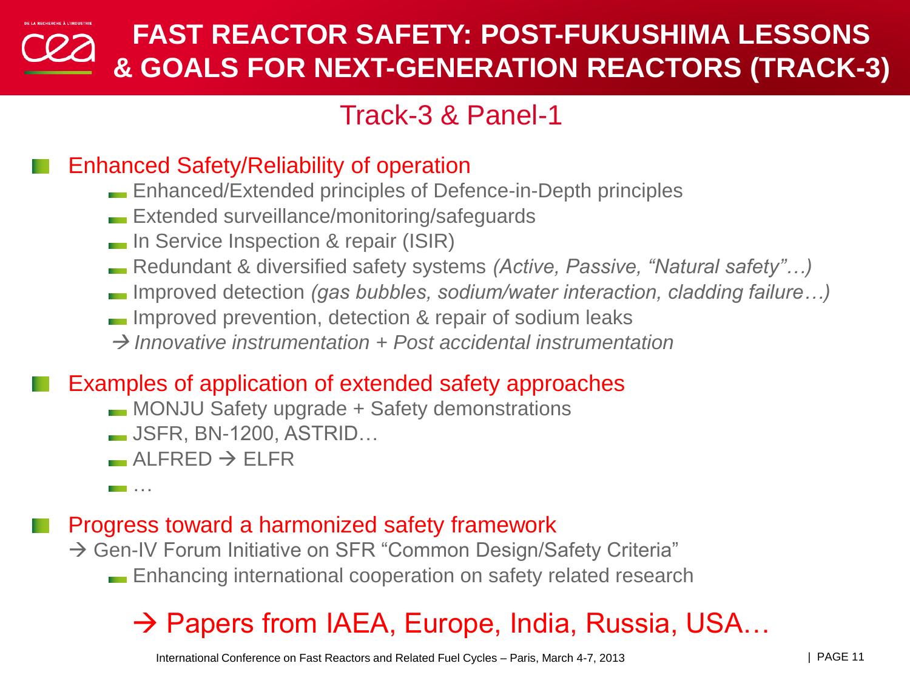# FAST REACTOR SAFETY: POST-FUKUSHIMA LESSONS & GOALS FOR NEXT-GENERATION REACTORS (TRACK-3)

## Track-3 & Panel-1

- **Enhanced Safety/Reliability of operation**
  - Enhanced/Extended principles of Defence-in-Depth principles
  - Extended surveillance/monitoring/safeguards
  - In Service Inspection & repair (ISIR)
  - Redundant & diversified safety systems *(Active, Passive, "Natural safety"…)*
  - Improved detection *(gas bubbles, sodium/water interaction, cladding failure…)*
  - Improved prevention, detection & repair of sodium leaks
  
  → *Innovative instrumentation + Post accidental instrumentation*

- **Examples of application of extended safety approaches**
  - MONJU Safety upgrade + Safety demonstrations
  - JSFR, BN-1200, ASTRID…
  - ALFRED → ELFR
  - …

- **Progress toward a harmonized safety framework**
  
  → Gen-IV Forum Initiative on SFR "Common Design/Safety Criteria"
  - Enhancing international cooperation on safety related research

→ Papers from IAEA, Europe, India, Russia, USA…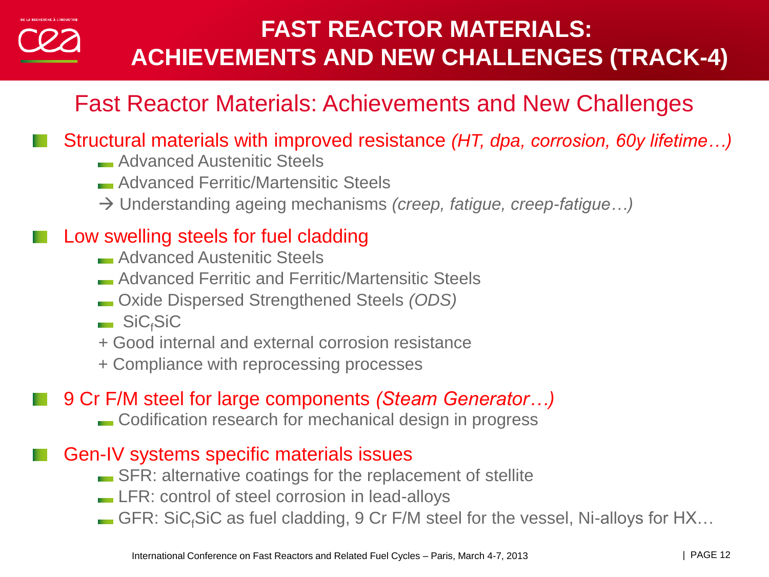# FAST REACTOR MATERIALS: ACHIEVEMENTS AND NEW CHALLENGES (TRACK-4)

## Fast Reactor Materials: Achievements and New Challenges

- Structural materials with improved resistance *(HT, dpa, corrosion, 60y lifetime…)*
  - Advanced Austenitic Steels
  - Advanced Ferritic/Martensitic Steels
  - → Understanding ageing mechanisms *(creep, fatigue, creep-fatigue…)*

- Low swelling steels for fuel cladding
  - Advanced Austenitic Steels
  - Advanced Ferritic and Ferritic/Martensitic Steels
  - Oxide Dispersed Strengthened Steels *(ODS)*
  - $SiC_fSiC$
  - \+ Good internal and external corrosion resistance
  - \+ Compliance with reprocessing processes

- 9 Cr F/M steel for large components *(Steam Generator…)*
  - Codification research for mechanical design in progress

- Gen-IV systems specific materials issues
  - SFR: alternative coatings for the replacement of stellite
  - LFR: control of steel corrosion in lead-alloys
  - GFR: $SiC_fSiC$ as fuel cladding, 9 Cr F/M steel for the vessel, Ni-alloys for HX…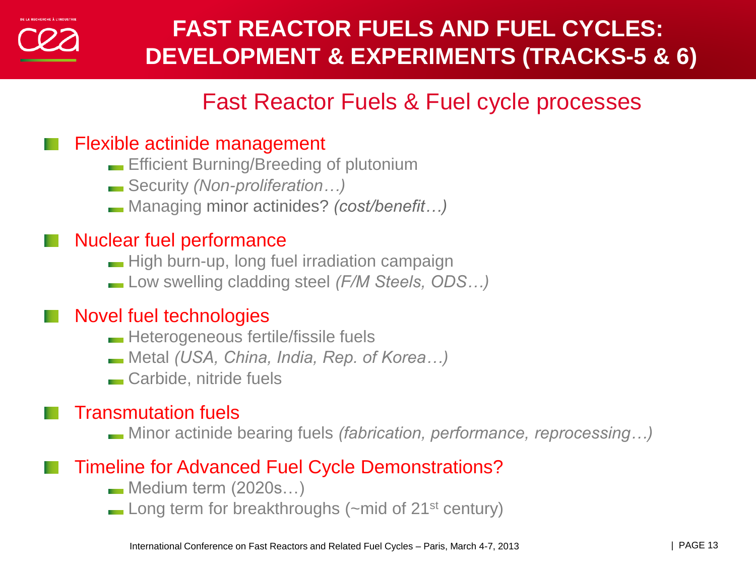# FAST REACTOR FUELS AND FUEL CYCLES: DEVELOPMENT & EXPERIMENTS (TRACKS-5 & 6)

## Fast Reactor Fuels & Fuel cycle processes

- Flexible actinide management
  - Efficient Burning/Breeding of plutonium
  - Security *(Non-proliferation…)*
  - Managing minor actinides? *(cost/benefit…)*
- Nuclear fuel performance
  - High burn-up, long fuel irradiation campaign
  - Low swelling cladding steel *(F/M Steels, ODS…)*
- Novel fuel technologies
  - Heterogeneous fertile/fissile fuels
  - Metal *(USA, China, India, Rep. of Korea…)*
  - Carbide, nitride fuels
- Transmutation fuels
  - Minor actinide bearing fuels *(fabrication, performance, reprocessing…)*
- Timeline for Advanced Fuel Cycle Demonstrations?
  - Medium term (2020s…)
  - Long term for breakthroughs (~mid of 21$^{st}$ century)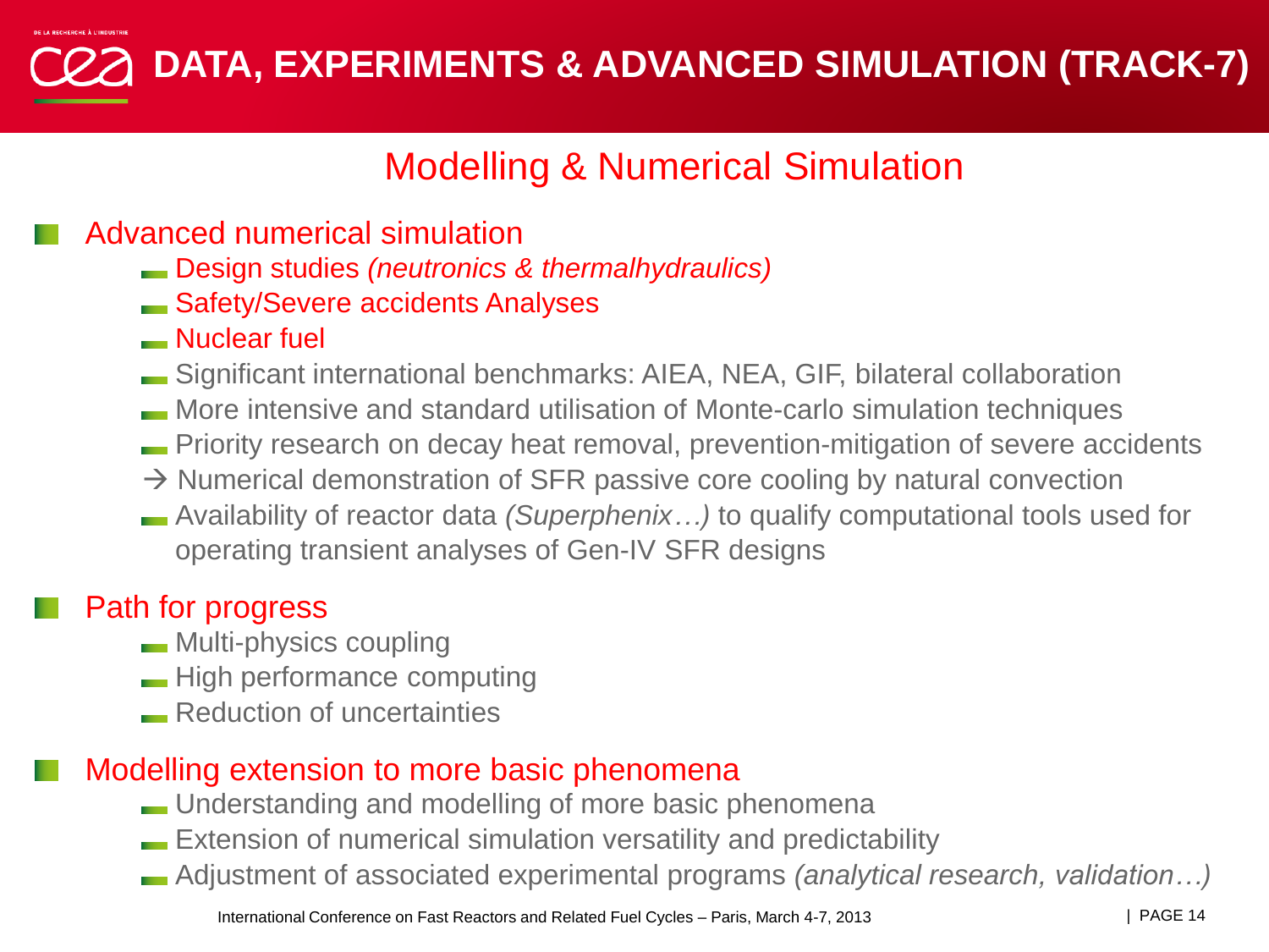# DATA, EXPERIMENTS & ADVANCED SIMULATION (TRACK-7)

## Modelling & Numerical Simulation

- Advanced numerical simulation
  - Design studies *(neutronics & thermalhydraulics)*
  - Safety/Severe accidents Analyses
  - Nuclear fuel
  - Significant international benchmarks: AIEA, NEA, GIF, bilateral collaboration
  - More intensive and standard utilisation of Monte-carlo simulation techniques
  - Priority research on decay heat removal, prevention-mitigation of severe accidents
  
  → Numerical demonstration of SFR passive core cooling by natural convection
  - Availability of reactor data *(Superphenix…)* to qualify computational tools used for operating transient analyses of Gen-IV SFR designs

- Path for progress
  - Multi-physics coupling
  - High performance computing
  - Reduction of uncertainties

- Modelling extension to more basic phenomena
  - Understanding and modelling of more basic phenomena
  - Extension of numerical simulation versatility and predictability
  - Adjustment of associated experimental programs *(analytical research, validation…)*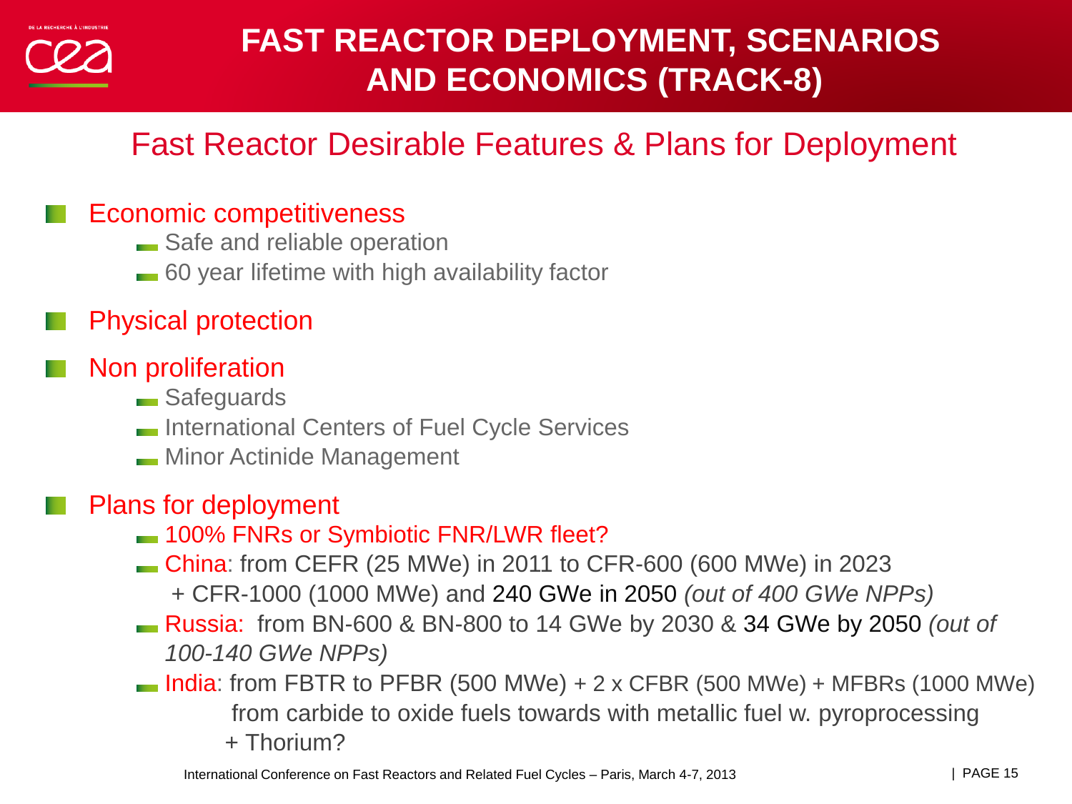# FAST REACTOR DEPLOYMENT, SCENARIOS AND ECONOMICS (TRACK-8)

## Fast Reactor Desirable Features & Plans for Deployment

- Economic competitiveness
  - Safe and reliable operation
  - 60 year lifetime with high availability factor
- Physical protection
- Non proliferation
  - Safeguards
  - International Centers of Fuel Cycle Services
  - Minor Actinide Management
- Plans for deployment
  - 100% FNRs or Symbiotic FNR/LWR fleet?
  - China: from CEFR (25 MWe) in 2011 to CFR-600 (600 MWe) in 2023
    + CFR-1000 (1000 MWe) and 240 GWe in 2050 *(out of 400 GWe NPPs)*
  - Russia: from BN-600 & BN-800 to 14 GWe by 2030 & 34 GWe by 2050 *(out of 100-140 GWe NPPs)*
  - India: from FBTR to PFBR (500 MWe) + 2 x CFBR (500 MWe) + MFBRs (1000 MWe)
    from carbide to oxide fuels towards with metallic fuel w. pyroprocessing
    + Thorium?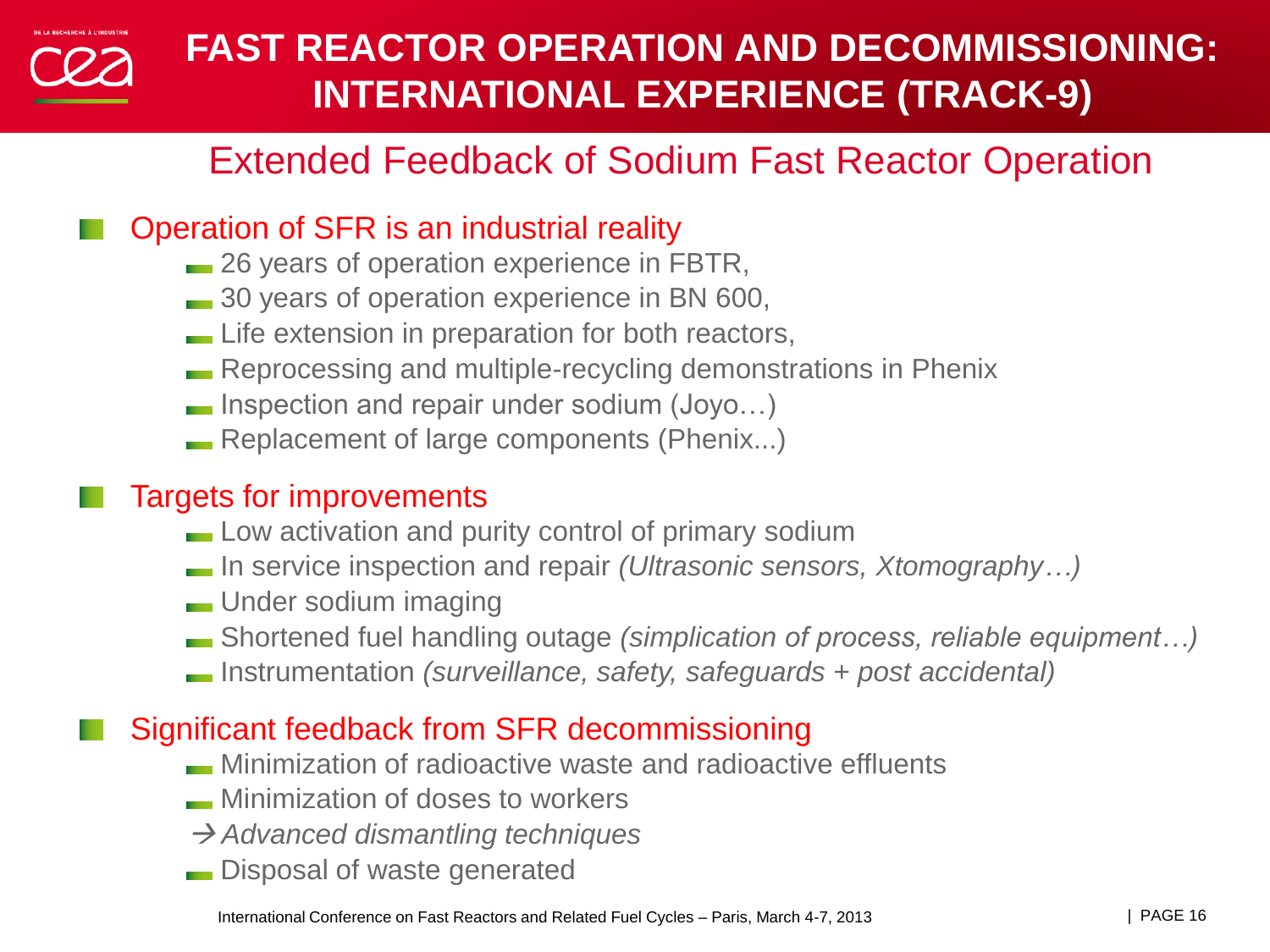# FAST REACTOR OPERATION AND DECOMMISSIONING: INTERNATIONAL EXPERIENCE (TRACK-9)

## Extended Feedback of Sodium Fast Reactor Operation

- **Operation of SFR is an industrial reality**
  - 26 years of operation experience in FBTR,
  - 30 years of operation experience in BN 600,
  - Life extension in preparation for both reactors,
  - Reprocessing and multiple-recycling demonstrations in Phenix
  - Inspection and repair under sodium (Joyo…)
  - Replacement of large components (Phenix...)

- **Targets for improvements**
  - Low activation and purity control of primary sodium
  - In service inspection and repair *(Ultrasonic sensors, Xtomography…)*
  - Under sodium imaging
  - Shortened fuel handling outage *(simplication of process, reliable equipment…)*
  - Instrumentation *(surveillance, safety, safeguards + post accidental)*

- **Significant feedback from SFR decommissioning**
  - Minimization of radioactive waste and radioactive effluents
  - Minimization of doses to workers
  - → *Advanced dismantling techniques*
  - Disposal of waste generated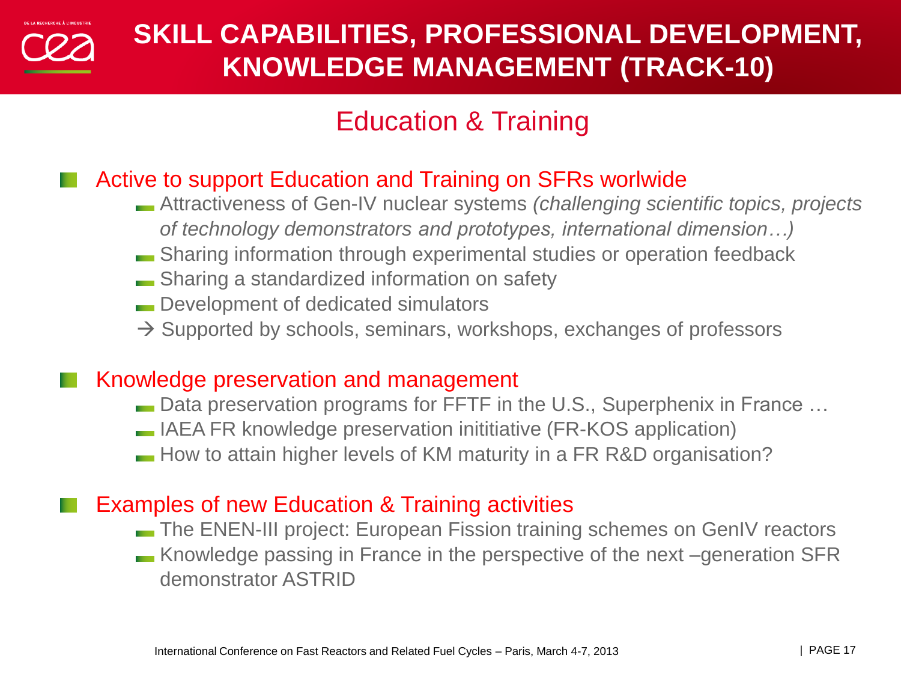# SKILL CAPABILITIES, PROFESSIONAL DEVELOPMENT, KNOWLEDGE MANAGEMENT (TRACK-10)

## Education & Training

- **Active to support Education and Training on SFRs worlwide**
  - Attractiveness of Gen-IV nuclear systems *(challenging scientific topics, projects of technology demonstrators and prototypes, international dimension…)*
  - Sharing information through experimental studies or operation feedback
  - Sharing a standardized information on safety
  - Development of dedicated simulators
  - → Supported by schools, seminars, workshops, exchanges of professors

- **Knowledge preservation and management**
  - Data preservation programs for FFTF in the U.S., Superphenix in France …
  - IAEA FR knowledge preservation inititiative (FR-KOS application)
  - How to attain higher levels of KM maturity in a FR R&D organisation?

- **Examples of new Education & Training activities**
  - The ENEN-III project: European Fission training schemes on GenIV reactors
  - Knowledge passing in France in the perspective of the next –generation SFR demonstrator ASTRID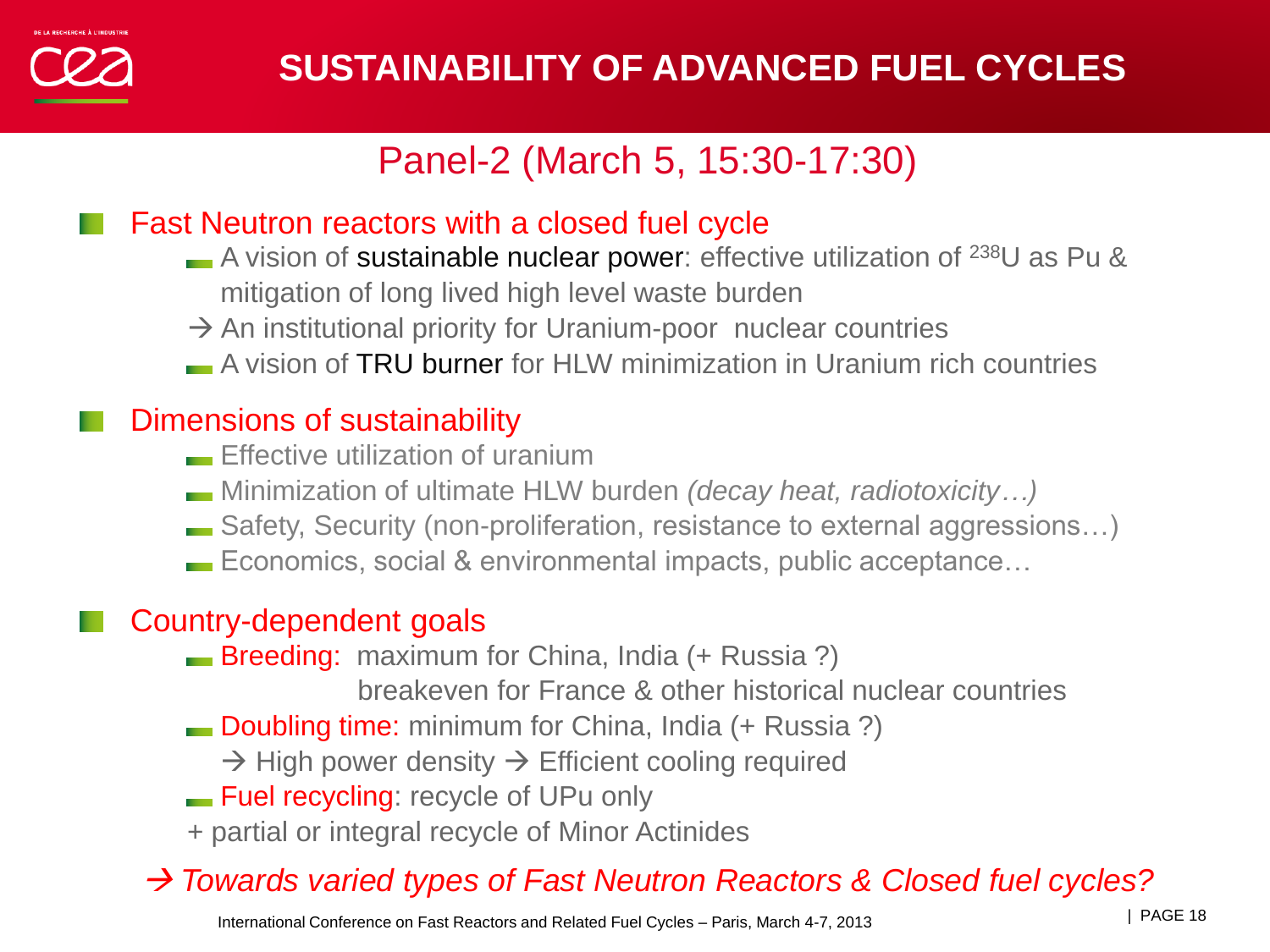# SUSTAINABILITY OF ADVANCED FUEL CYCLES

## Panel-2 (March 5, 15:30-17:30)

- **Fast Neutron reactors with a closed fuel cycle**
  - A vision of sustainable nuclear power: effective utilization of $^{238}U$ as Pu & mitigation of long lived high level waste burden
  - → An institutional priority for Uranium-poor nuclear countries
  - A vision of TRU burner for HLW minimization in Uranium rich countries

- **Dimensions of sustainability**
  - Effective utilization of uranium
  - Minimization of ultimate HLW burden *(decay heat, radiotoxicity…)*
  - Safety, Security (non-proliferation, resistance to external aggressions…)
  - Economics, social & environmental impacts, public acceptance…

- **Country-dependent goals**
  - Breeding: maximum for China, India (+ Russia ?)
    breakeven for France & other historical nuclear countries
  - Doubling time: minimum for China, India (+ Russia ?)
    → High power density → Efficient cooling required
  - Fuel recycling: recycle of UPu only
  - \+ partial or integral recycle of Minor Actinides

*→ Towards varied types of Fast Neutron Reactors & Closed fuel cycles?*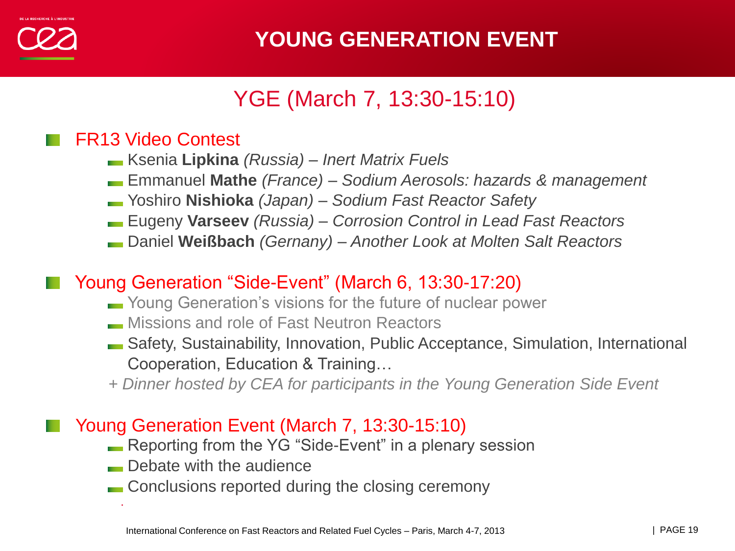# YOUNG GENERATION EVENT

## YGE (March 7, 13:30-15:10)

- FR13 Video Contest
  - Ksenia **Lipkina** *(Russia) – Inert Matrix Fuels*
  - Emmanuel **Mathe** *(France) – Sodium Aerosols: hazards & management*
  - Yoshiro **Nishioka** *(Japan) – Sodium Fast Reactor Safety*
  - Eugeny **Varseev** *(Russia) – Corrosion Control in Lead Fast Reactors*
  - Daniel **Weißbach** *(Gernany) – Another Look at Molten Salt Reactors*

- Young Generation "Side-Event" (March 6, 13:30-17:20)
  - Young Generation's visions for the future of nuclear power
  - Missions and role of Fast Neutron Reactors
  - Safety, Sustainability, Innovation, Public Acceptance, Simulation, International Cooperation, Education & Training…

  *+ Dinner hosted by CEA for participants in the Young Generation Side Event*

- Young Generation Event (March 7, 13:30-15:10)
  - Reporting from the YG "Side-Event" in a plenary session
  - Debate with the audience
  - Conclusions reported during the closing ceremony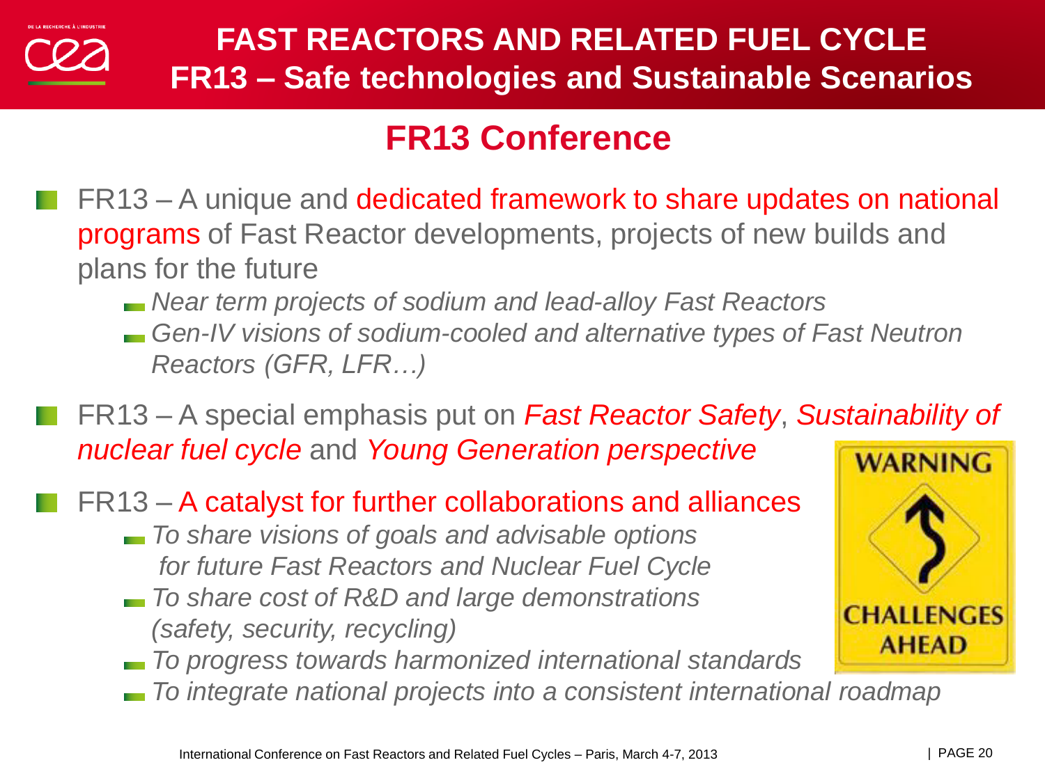# FAST REACTORS AND RELATED FUEL CYCLE
## FR13 – Safe technologies and Sustainable Scenarios

### FR13 Conference

- FR13 – A unique and dedicated framework to share updates on national programs of Fast Reactor developments, projects of new builds and plans for the future
  - *Near term projects of sodium and lead-alloy Fast Reactors*
  - *Gen-IV visions of sodium-cooled and alternative types of Fast Neutron Reactors (GFR, LFR…)*
- FR13 – A special emphasis put on *Fast Reactor Safety*, *Sustainability of nuclear fuel cycle* and *Young Generation perspective*
- FR13 – A catalyst for further collaborations and alliances
  - *To share visions of goals and advisable options for future Fast Reactors and Nuclear Fuel Cycle*
  - *To share cost of R&D and large demonstrations (safety, security, recycling)*
  - *To progress towards harmonized international standards*
  - *To integrate national projects into a consistent international roadmap*

WARNING

CHALLENGES AHEAD